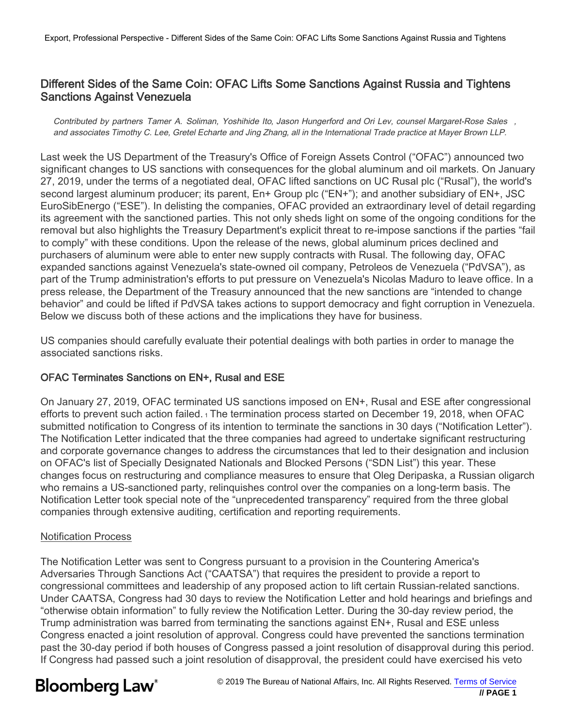# Different Sides of the Same Coin: OFAC Lifts Some Sanctions Against Russia and Tightens Sanctions Against Venezuela

*Contributed by partners Tamer A. Soliman, Yoshihide Ito, Jason Hungerford and Ori Lev, counsel Margaret-Rose Sales, and associates Timothy C. Lee, Gretel Echarte and Jing Zhang, all in the International Trade practice at Mayer Brown LLP.*

Last week the US Department of the Treasury's Office of Foreign Assets Control ("OFAC") announced two significant changes to US sanctions with consequences for the global aluminum and oil markets. On January 27, 2019, under the terms of a negotiated deal, OFAC lifted sanctions on UC Rusal plc ("Rusal"), the world's second largest aluminum producer; its parent, En+ Group plc ("EN+"); and another subsidiary of EN+, JSC EuroSibEnergo ("ESE"). In delisting the companies, OFAC provided an extraordinary level of detail regarding its agreement with the sanctioned parties. This not only sheds light on some of the ongoing conditions for the removal but also highlights the Treasury Department's explicit threat to re-impose sanctions if the parties "fail to comply" with these conditions. Upon the release of the news, global aluminum prices declined and purchasers of aluminum were able to enter new supply contracts with Rusal. The following day, OFAC expanded sanctions against Venezuela's state-owned oil company, Petroleos de Venezuela ("PdVSA"), as part of the Trump administration's efforts to put pressure on Venezuela's Nicolas Maduro to leave office. In a press release, the Department of the Treasury announced that the new sanctions are "intended to change behavior" and could be lifted if PdVSA takes actions to support democracy and fight corruption in Venezuela. Below we discuss both of these actions and the implications they have for business.

US companies should carefully evaluate their potential dealings with both parties in order to manage the associated sanctions risks.

## OFAC Terminates Sanctions on EN+, Rusal and ESE

On January 27, 2019, OFAC terminated US sanctions imposed on EN+, Rusal and ESE after congressional efforts to prevent such action failed.[1] The termination process started on December 19, 2018, when OFAC submitted notification to Congress of its intention to terminate the sanctions in 30 days ("Notification Letter"). The Notification Letter indicated that the three companies had agreed to undertake significant restructuring and corporate governance changes to address the circumstances that led to their designation and inclusion on OFAC's list of Specially Designated Nationals and Blocked Persons ("SDN List") this year. These changes focus on restructuring and compliance measures to ensure that Oleg Deripaska, a Russian oligarch who remains a US-sanctioned party, relinquishes control over the companies on a long-term basis. The Notification Letter took special note of the "unprecedented transparency" required from the three global companies through extensive auditing, certification and reporting requirements.

### Notification Process

The Notification Letter was sent to Congress pursuant to a provision in the Countering America's Adversaries Through Sanctions Act ("CAATSA") that requires the president to provide a report to congressional committees and leadership of any proposed action to lift certain Russian-related sanctions. Under CAATSA, Congress had 30 days to review the Notification Letter and hold hearings and briefings and "otherwise obtain information" to fully review the Notification Letter. During the 30-day review period, the Trump administration was barred from terminating the sanctions against EN+, Rusal and ESE unless Congress enacted a joint resolution of approval. Congress could have prevented the sanctions termination past the 30-day period if both houses of Congress passed a joint resolution of disapproval during this period. If Congress had passed such a joint resolution of disapproval, the president could have exercised his veto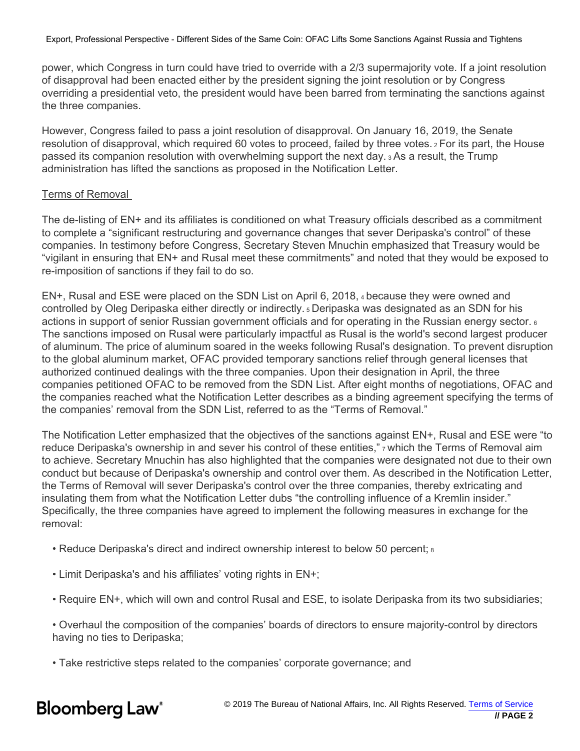power, which Congress in turn could have tried to override with a 2/3 supermajority vote. If a joint resolution of disapproval had been enacted either by the president signing the joint resolution or by Congress overriding a presidential veto, the president would have been barred from terminating the sanctions against the three companies.

However, Congress failed to pass a joint resolution of disapproval. On January 16, 2019, the Senate resolution of disapproval, which required 60 votes to proceed, failed by three votes. [2] For its part, the House passed its companion resolution with overwhelming support the next day. [3] As a result, the Trump administration has lifted the sanctions as proposed in the Notification Letter.

Terms of Removal

The de-listing of EN+ and its affiliates is conditioned on what Treasury officials described as a commitment to complete a "significant restructuring and governance changes that sever Deripaska's control" of these companies. In testimony before Congress, Secretary Steven Mnuchin emphasized that Treasury would be "vigilant in ensuring that EN+ and Rusal meet these commitments" and noted that they would be exposed to re-imposition of sanctions if they fail to do so.

EN+, Rusal and ESE were placed on the SDN List on April 6, 2018, [4] because they were owned and controlled by Oleg Deripaska either directly or indirectly. [5] Deripaska was designated as an SDN for his actions in support of senior Russian government officials and for operating in the Russian energy sector. [6] The sanctions imposed on Rusal were particularly impactful as Rusal is the world's second largest producer of aluminum. The price of aluminum soared in the weeks following Rusal's designation. To prevent disruption to the global aluminum market, OFAC provided temporary sanctions relief through general licenses that authorized continued dealings with the three companies. Upon their designation in April, the three companies petitioned OFAC to be removed from the SDN List. After eight months of negotiations, OFAC and the companies reached what the Notification Letter describes as a binding agreement specifying the terms of the companies' removal from the SDN List, referred to as the "Terms of Removal."

The Notification Letter emphasized that the objectives of the sanctions against EN+, Rusal and ESE were "to reduce Deripaska's ownership in and sever his control of these entities," [7] which the Terms of Removal aim to achieve. Secretary Mnuchin has also highlighted that the companies were designated not due to their own conduct but because of Deripaska's ownership and control over them. As described in the Notification Letter, the Terms of Removal will sever Deripaska's control over the three companies, thereby extricating and insulating them from what the Notification Letter dubs "the controlling influence of a Kremlin insider." Specifically, the three companies have agreed to implement the following measures in exchange for the removal:

- Reduce Deripaska's direct and indirect ownership interest to below 50 percent; [8]
- Limit Deripaska's and his affiliates' voting rights in EN+;
- Require EN+, which will own and control Rusal and ESE, to isolate Deripaska from its two subsidiaries;
- Overhaul the composition of the companies' boards of directors to ensure majority-control by directors having no ties to Deripaska;
- Take restrictive steps related to the companies' corporate governance; and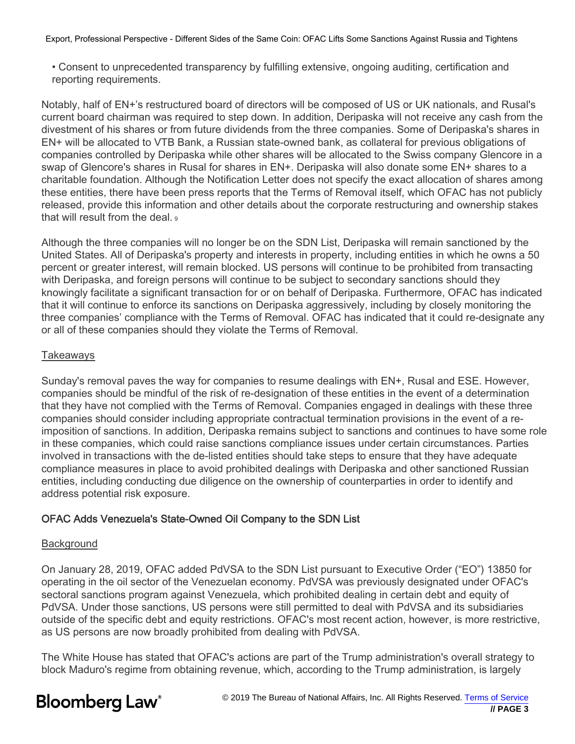- Consent to unprecedented transparency by fulfilling extensive, ongoing auditing, certification and reporting requirements.

Notably, half of EN+'s restructured board of directors will be composed of US or UK nationals, and Rusal's current board chairman was required to step down. In addition, Deripaska will not receive any cash from the divestment of his shares or from future dividends from the three companies. Some of Deripaska's shares in EN+ will be allocated to VTB Bank, a Russian state-owned bank, as collateral for previous obligations of companies controlled by Deripaska while other shares will be allocated to the Swiss company Glencore in a swap of Glencore's shares in Rusal for shares in EN+. Deripaska will also donate some EN+ shares to a charitable foundation. Although the Notification Letter does not specify the exact allocation of shares among these entities, there have been press reports that the Terms of Removal itself, which OFAC has not publicly released, provide this information and other details about the corporate restructuring and ownership stakes that will result from the deal. [9]

Although the three companies will no longer be on the SDN List, Deripaska will remain sanctioned by the United States. All of Deripaska's property and interests in property, including entities in which he owns a 50 percent or greater interest, will remain blocked. US persons will continue to be prohibited from transacting with Deripaska, and foreign persons will continue to be subject to secondary sanctions should they knowingly facilitate a significant transaction for or on behalf of Deripaska. Furthermore, OFAC has indicated that it will continue to enforce its sanctions on Deripaska aggressively, including by closely monitoring the three companies' compliance with the Terms of Removal. OFAC has indicated that it could re-designate any or all of these companies should they violate the Terms of Removal.

### Takeaways

Sunday's removal paves the way for companies to resume dealings with EN+, Rusal and ESE. However, companies should be mindful of the risk of re-designation of these entities in the event of a determination that they have not complied with the Terms of Removal. Companies engaged in dealings with these three companies should consider including appropriate contractual termination provisions in the event of a re-imposition of sanctions. In addition, Deripaska remains subject to sanctions and continues to have some role in these companies, which could raise sanctions compliance issues under certain circumstances. Parties involved in transactions with the de-listed entities should take steps to ensure that they have adequate compliance measures in place to avoid prohibited dealings with Deripaska and other sanctioned Russian entities, including conducting due diligence on the ownership of counterparties in order to identify and address potential risk exposure.

## OFAC Adds Venezuela's State-Owned Oil Company to the SDN List

### Background

On January 28, 2019, OFAC added PdVSA to the SDN List pursuant to Executive Order ("EO") 13850 for operating in the oil sector of the Venezuelan economy. PdVSA was previously designated under OFAC's sectoral sanctions program against Venezuela, which prohibited dealing in certain debt and equity of PdVSA. Under those sanctions, US persons were still permitted to deal with PdVSA and its subsidiaries outside of the specific debt and equity restrictions. OFAC's most recent action, however, is more restrictive, as US persons are now broadly prohibited from dealing with PdVSA.

The White House has stated that OFAC's actions are part of the Trump administration's overall strategy to block Maduro's regime from obtaining revenue, which, according to the Trump administration, is largely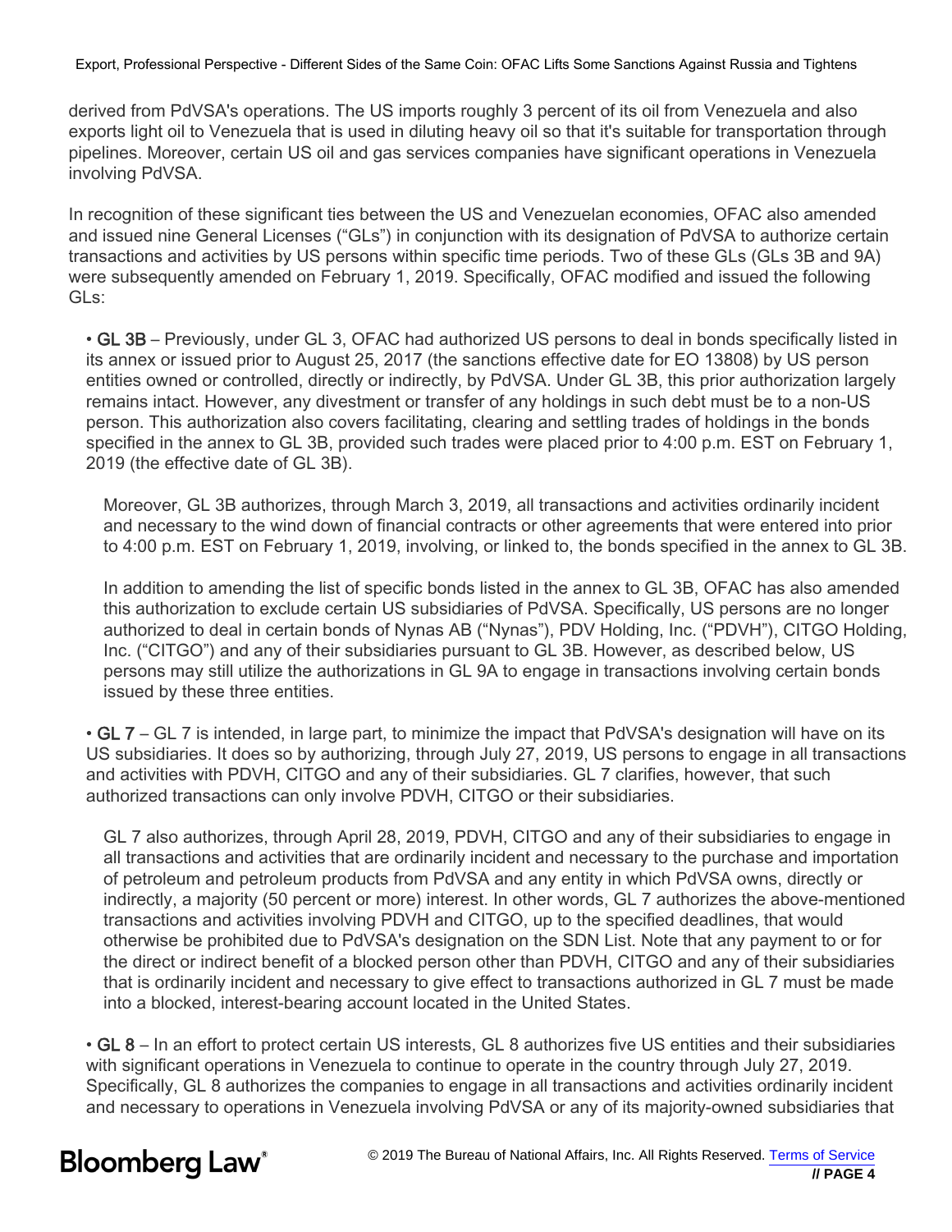derived from PdVSA's operations. The US imports roughly 3 percent of its oil from Venezuela and also exports light oil to Venezuela that is used in diluting heavy oil so that it's suitable for transportation through pipelines. Moreover, certain US oil and gas services companies have significant operations in Venezuela involving PdVSA.

In recognition of these significant ties between the US and Venezuelan economies, OFAC also amended and issued nine General Licenses ("GLs") in conjunction with its designation of PdVSA to authorize certain transactions and activities by US persons within specific time periods. Two of these GLs (GLs 3B and 9A) were subsequently amended on February 1, 2019. Specifically, OFAC modified and issued the following GLs:

- **GL 3B** – Previously, under GL 3, OFAC had authorized US persons to deal in bonds specifically listed in its annex or issued prior to August 25, 2017 (the sanctions effective date for EO 13808) by US person entities owned or controlled, directly or indirectly, by PdVSA. Under GL 3B, this prior authorization largely remains intact. However, any divestment or transfer of any holdings in such debt must be to a non-US person. This authorization also covers facilitating, clearing and settling trades of holdings in the bonds specified in the annex to GL 3B, provided such trades were placed prior to 4:00 p.m. EST on February 1, 2019 (the effective date of GL 3B).

  Moreover, GL 3B authorizes, through March 3, 2019, all transactions and activities ordinarily incident and necessary to the wind down of financial contracts or other agreements that were entered into prior to 4:00 p.m. EST on February 1, 2019, involving, or linked to, the bonds specified in the annex to GL 3B.

  In addition to amending the list of specific bonds listed in the annex to GL 3B, OFAC has also amended this authorization to exclude certain US subsidiaries of PdVSA. Specifically, US persons are no longer authorized to deal in certain bonds of Nynas AB ("Nynas"), PDV Holding, Inc. ("PDVH"), CITGO Holding, Inc. ("CITGO") and any of their subsidiaries pursuant to GL 3B. However, as described below, US persons may still utilize the authorizations in GL 9A to engage in transactions involving certain bonds issued by these three entities.

- **GL 7** – GL 7 is intended, in large part, to minimize the impact that PdVSA's designation will have on its US subsidiaries. It does so by authorizing, through July 27, 2019, US persons to engage in all transactions and activities with PDVH, CITGO and any of their subsidiaries. GL 7 clarifies, however, that such authorized transactions can only involve PDVH, CITGO or their subsidiaries.

  GL 7 also authorizes, through April 28, 2019, PDVH, CITGO and any of their subsidiaries to engage in all transactions and activities that are ordinarily incident and necessary to the purchase and importation of petroleum and petroleum products from PdVSA and any entity in which PdVSA owns, directly or indirectly, a majority (50 percent or more) interest. In other words, GL 7 authorizes the above-mentioned transactions and activities involving PDVH and CITGO, up to the specified deadlines, that would otherwise be prohibited due to PdVSA's designation on the SDN List. Note that any payment to or for the direct or indirect benefit of a blocked person other than PDVH, CITGO and any of their subsidiaries that is ordinarily incident and necessary to give effect to transactions authorized in GL 7 must be made into a blocked, interest-bearing account located in the United States.

- **GL 8** – In an effort to protect certain US interests, GL 8 authorizes five US entities and their subsidiaries with significant operations in Venezuela to continue to operate in the country through July 27, 2019. Specifically, GL 8 authorizes the companies to engage in all transactions and activities ordinarily incident and necessary to operations in Venezuela involving PdVSA or any of its majority-owned subsidiaries that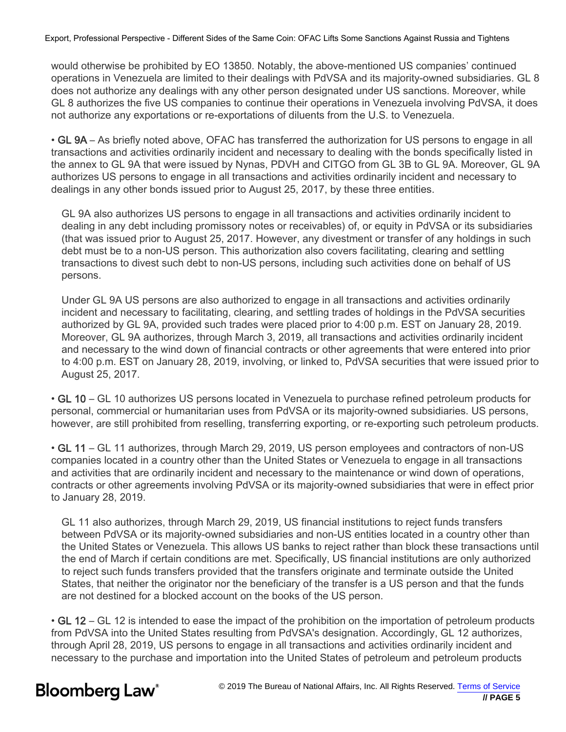would otherwise be prohibited by EO 13850. Notably, the above-mentioned US companies' continued operations in Venezuela are limited to their dealings with PdVSA and its majority-owned subsidiaries. GL 8 does not authorize any dealings with any other person designated under US sanctions. Moreover, while GL 8 authorizes the five US companies to continue their operations in Venezuela involving PdVSA, it does not authorize any exportations or re-exportations of diluents from the U.S. to Venezuela.

• **GL 9A** – As briefly noted above, OFAC has transferred the authorization for US persons to engage in all transactions and activities ordinarily incident and necessary to dealing with the bonds specifically listed in the annex to GL 9A that were issued by Nynas, PDVH and CITGO from GL 3B to GL 9A. Moreover, GL 9A authorizes US persons to engage in all transactions and activities ordinarily incident and necessary to dealings in any other bonds issued prior to August 25, 2017, by these three entities.

> GL 9A also authorizes US persons to engage in all transactions and activities ordinarily incident to dealing in any debt including promissory notes or receivables) of, or equity in PdVSA or its subsidiaries (that was issued prior to August 25, 2017. However, any divestment or transfer of any holdings in such debt must be to a non-US person. This authorization also covers facilitating, clearing and settling transactions to divest such debt to non-US persons, including such activities done on behalf of US persons.
>
> Under GL 9A US persons are also authorized to engage in all transactions and activities ordinarily incident and necessary to facilitating, clearing, and settling trades of holdings in the PdVSA securities authorized by GL 9A, provided such trades were placed prior to 4:00 p.m. EST on January 28, 2019. Moreover, GL 9A authorizes, through March 3, 2019, all transactions and activities ordinarily incident and necessary to the wind down of financial contracts or other agreements that were entered into prior to 4:00 p.m. EST on January 28, 2019, involving, or linked to, PdVSA securities that were issued prior to August 25, 2017.

• **GL 10** – GL 10 authorizes US persons located in Venezuela to purchase refined petroleum products for personal, commercial or humanitarian uses from PdVSA or its majority-owned subsidiaries. US persons, however, are still prohibited from reselling, transferring exporting, or re-exporting such petroleum products.

• **GL 11** – GL 11 authorizes, through March 29, 2019, US person employees and contractors of non-US companies located in a country other than the United States or Venezuela to engage in all transactions and activities that are ordinarily incident and necessary to the maintenance or wind down of operations, contracts or other agreements involving PdVSA or its majority-owned subsidiaries that were in effect prior to January 28, 2019.

> GL 11 also authorizes, through March 29, 2019, US financial institutions to reject funds transfers between PdVSA or its majority-owned subsidiaries and non-US entities located in a country other than the United States or Venezuela. This allows US banks to reject rather than block these transactions until the end of March if certain conditions are met. Specifically, US financial institutions are only authorized to reject such funds transfers provided that the transfers originate and terminate outside the United States, that neither the originator nor the beneficiary of the transfer is a US person and that the funds are not destined for a blocked account on the books of the US person.

• **GL 12** – GL 12 is intended to ease the impact of the prohibition on the importation of petroleum products from PdVSA into the United States resulting from PdVSA's designation. Accordingly, GL 12 authorizes, through April 28, 2019, US persons to engage in all transactions and activities ordinarily incident and necessary to the purchase and importation into the United States of petroleum and petroleum products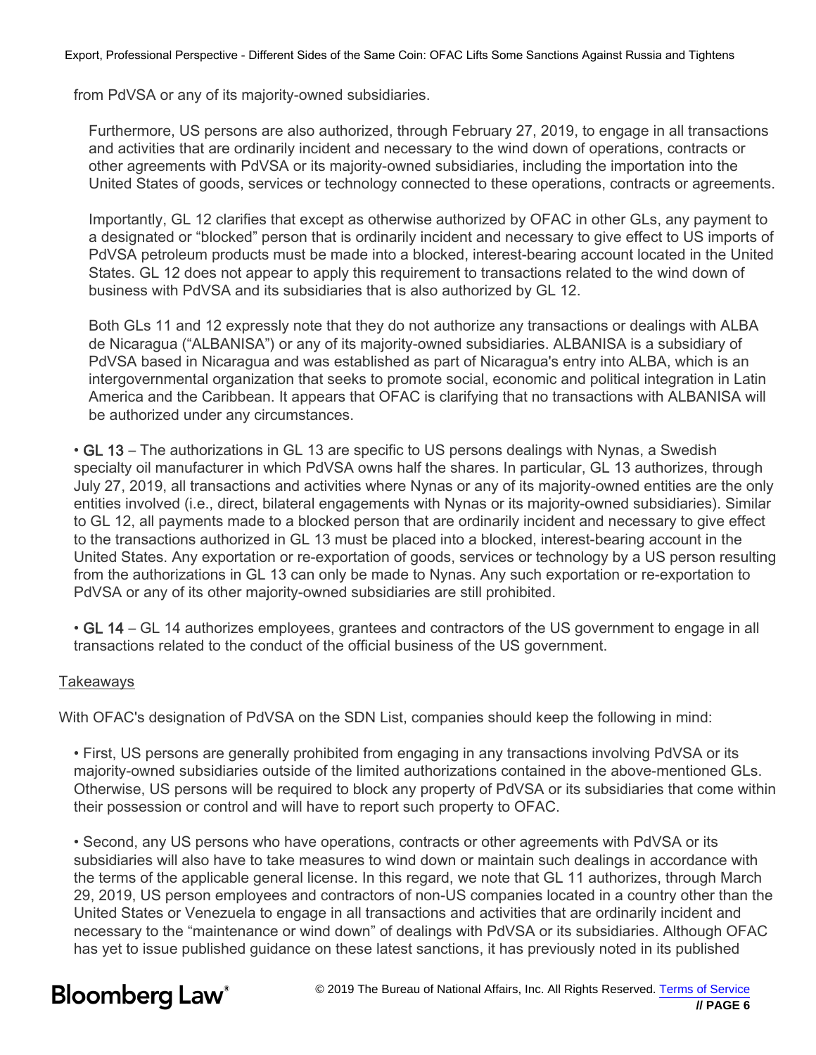from PdVSA or any of its majority-owned subsidiaries.

Furthermore, US persons are also authorized, through February 27, 2019, to engage in all transactions and activities that are ordinarily incident and necessary to the wind down of operations, contracts or other agreements with PdVSA or its majority-owned subsidiaries, including the importation into the United States of goods, services or technology connected to these operations, contracts or agreements.

Importantly, GL 12 clarifies that except as otherwise authorized by OFAC in other GLs, any payment to a designated or "blocked" person that is ordinarily incident and necessary to give effect to US imports of PdVSA petroleum products must be made into a blocked, interest-bearing account located in the United States. GL 12 does not appear to apply this requirement to transactions related to the wind down of business with PdVSA and its subsidiaries that is also authorized by GL 12.

Both GLs 11 and 12 expressly note that they do not authorize any transactions or dealings with ALBA de Nicaragua ("ALBANISA") or any of its majority-owned subsidiaries. ALBANISA is a subsidiary of PdVSA based in Nicaragua and was established as part of Nicaragua's entry into ALBA, which is an intergovernmental organization that seeks to promote social, economic and political integration in Latin America and the Caribbean. It appears that OFAC is clarifying that no transactions with ALBANISA will be authorized under any circumstances.

- **GL 13** – The authorizations in GL 13 are specific to US persons dealings with Nynas, a Swedish specialty oil manufacturer in which PdVSA owns half the shares. In particular, GL 13 authorizes, through July 27, 2019, all transactions and activities where Nynas or any of its majority-owned entities are the only entities involved (i.e., direct, bilateral engagements with Nynas or its majority-owned subsidiaries). Similar to GL 12, all payments made to a blocked person that are ordinarily incident and necessary to give effect to the transactions authorized in GL 13 must be placed into a blocked, interest-bearing account in the United States. Any exportation or re-exportation of goods, services or technology by a US person resulting from the authorizations in GL 13 can only be made to Nynas. Any such exportation or re-exportation to PdVSA or any of its other majority-owned subsidiaries are still prohibited.

- **GL 14** – GL 14 authorizes employees, grantees and contractors of the US government to engage in all transactions related to the conduct of the official business of the US government.

## Takeaways

With OFAC's designation of PdVSA on the SDN List, companies should keep the following in mind:

- First, US persons are generally prohibited from engaging in any transactions involving PdVSA or its majority-owned subsidiaries outside of the limited authorizations contained in the above-mentioned GLs. Otherwise, US persons will be required to block any property of PdVSA or its subsidiaries that come within their possession or control and will have to report such property to OFAC.

- Second, any US persons who have operations, contracts or other agreements with PdVSA or its subsidiaries will also have to take measures to wind down or maintain such dealings in accordance with the terms of the applicable general license. In this regard, we note that GL 11 authorizes, through March 29, 2019, US person employees and contractors of non-US companies located in a country other than the United States or Venezuela to engage in all transactions and activities that are ordinarily incident and necessary to the "maintenance or wind down" of dealings with PdVSA or its subsidiaries. Although OFAC has yet to issue published guidance on these latest sanctions, it has previously noted in its published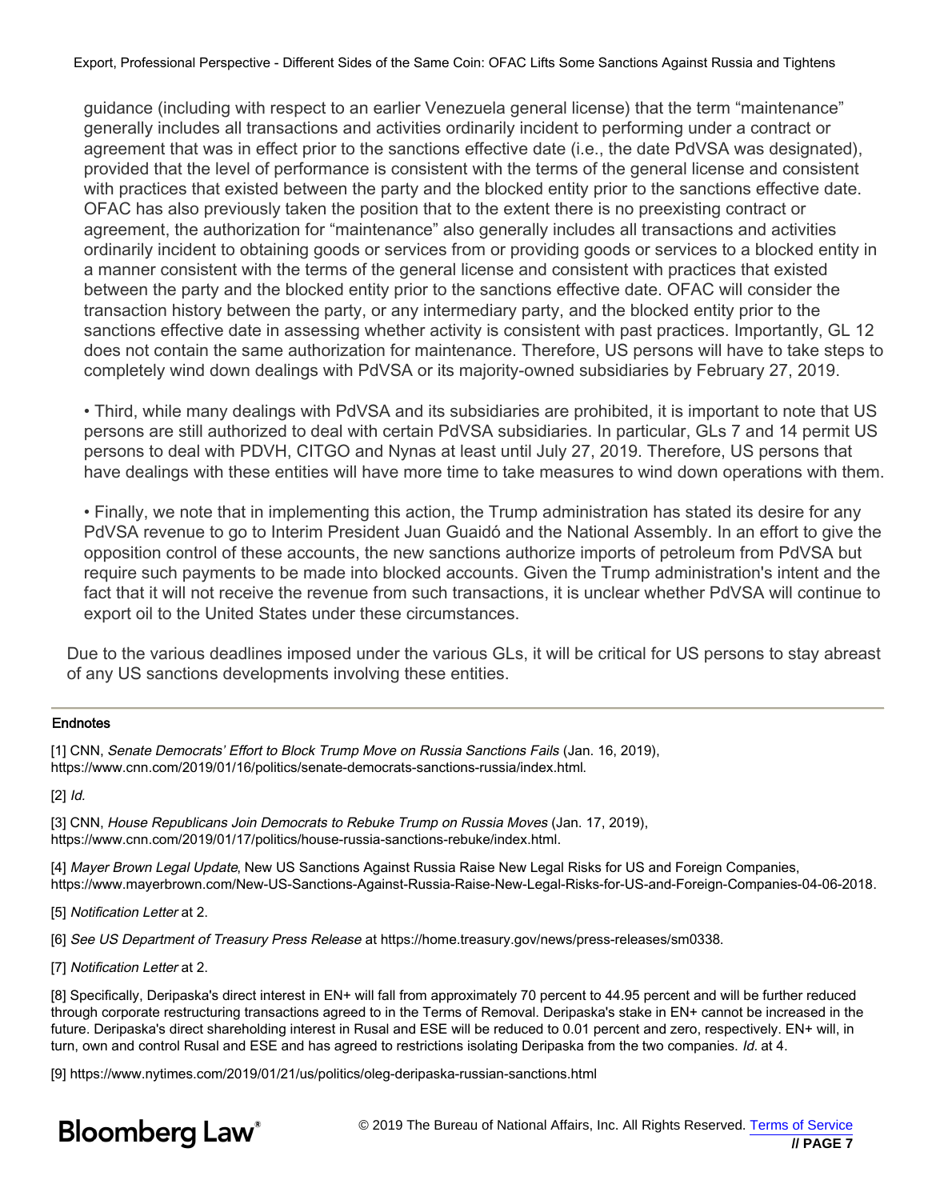guidance (including with respect to an earlier Venezuela general license) that the term "maintenance" generally includes all transactions and activities ordinarily incident to performing under a contract or agreement that was in effect prior to the sanctions effective date (i.e., the date PdVSA was designated), provided that the level of performance is consistent with the terms of the general license and consistent with practices that existed between the party and the blocked entity prior to the sanctions effective date. OFAC has also previously taken the position that to the extent there is no preexisting contract or agreement, the authorization for "maintenance" also generally includes all transactions and activities ordinarily incident to obtaining goods or services from or providing goods or services to a blocked entity in a manner consistent with the terms of the general license and consistent with practices that existed between the party and the blocked entity prior to the sanctions effective date. OFAC will consider the transaction history between the party, or any intermediary party, and the blocked entity prior to the sanctions effective date in assessing whether activity is consistent with past practices. Importantly, GL 12 does not contain the same authorization for maintenance. Therefore, US persons will have to take steps to completely wind down dealings with PdVSA or its majority-owned subsidiaries by February 27, 2019.

- Third, while many dealings with PdVSA and its subsidiaries are prohibited, it is important to note that US persons are still authorized to deal with certain PdVSA subsidiaries. In particular, GLs 7 and 14 permit US persons to deal with PDVH, CITGO and Nynas at least until July 27, 2019. Therefore, US persons that have dealings with these entities will have more time to take measures to wind down operations with them.

- Finally, we note that in implementing this action, the Trump administration has stated its desire for any PdVSA revenue to go to Interim President Juan Guaidó and the National Assembly. In an effort to give the opposition control of these accounts, the new sanctions authorize imports of petroleum from PdVSA but require such payments to be made into blocked accounts. Given the Trump administration's intent and the fact that it will not receive the revenue from such transactions, it is unclear whether PdVSA will continue to export oil to the United States under these circumstances.

Due to the various deadlines imposed under the various GLs, it will be critical for US persons to stay abreast of any US sanctions developments involving these entities.

**Endnotes**

[1] CNN, *Senate Democrats' Effort to Block Trump Move on Russia Sanctions Fails* (Jan. 16, 2019), https://www.cnn.com/2019/01/16/politics/senate-democrats-sanctions-russia/index.html.

[2] *Id.*

[3] CNN, *House Republicans Join Democrats to Rebuke Trump on Russia Moves* (Jan. 17, 2019), https://www.cnn.com/2019/01/17/politics/house-russia-sanctions-rebuke/index.html.

[4] *Mayer Brown Legal Update*, New US Sanctions Against Russia Raise New Legal Risks for US and Foreign Companies, https://www.mayerbrown.com/New-US-Sanctions-Against-Russia-Raise-New-Legal-Risks-for-US-and-Foreign-Companies-04-06-2018.

[5] *Notification Letter* at 2.

[6] *See US Department of Treasury Press Release* at https://home.treasury.gov/news/press-releases/sm0338.

[7] *Notification Letter* at 2.

[8] Specifically, Deripaska's direct interest in EN+ will fall from approximately 70 percent to 44.95 percent and will be further reduced through corporate restructuring transactions agreed to in the Terms of Removal. Deripaska's stake in EN+ cannot be increased in the future. Deripaska's direct shareholding interest in Rusal and ESE will be reduced to 0.01 percent and zero, respectively. EN+ will, in turn, own and control Rusal and ESE and has agreed to restrictions isolating Deripaska from the two companies. *Id.* at 4.

[9] https://www.nytimes.com/2019/01/21/us/politics/oleg-deripaska-russian-sanctions.html